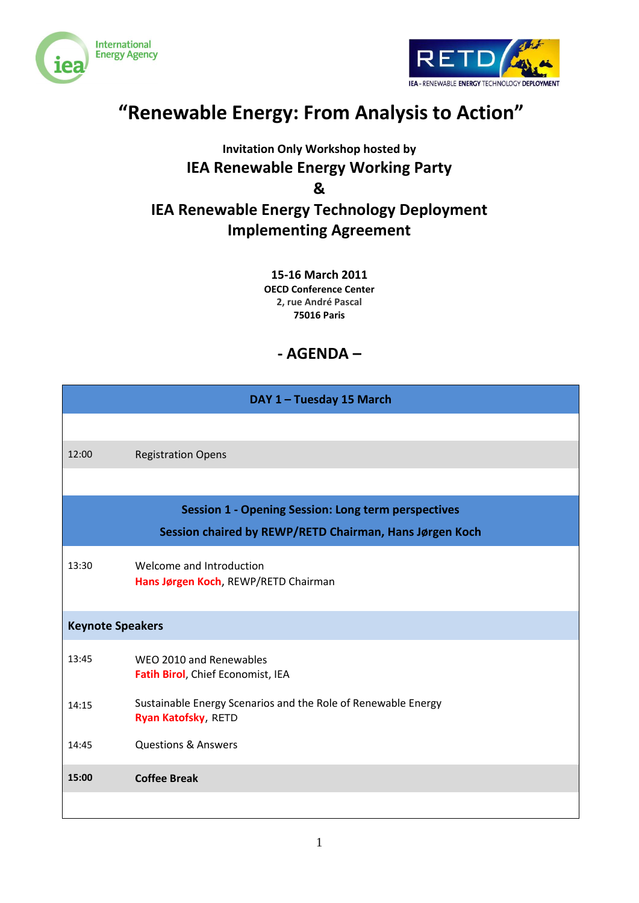# "Renewable Energy: From Analysis to Action"

**Invitation Only Workshop hosted by**

## IEA Renewable Energy Working Party

## &

## IEA Renewable Energy Technology Deployment Implementing Agreement

**15-16 March 2011**
**OECD Conference Center**
**2, rue André Pascal**
**75016 Paris**

## - AGENDA –

| DAY 1 – Tuesday 15 March | |
|---|---|
| | |
| 12:00 | Registration Opens |
| | |
| **Session 1 - Opening Session: Long term perspectives** | |
| **Session chaired by REWP/RETD Chairman, Hans Jørgen Koch** | |
| 13:30 | Welcome and Introduction<br>**Hans Jørgen Koch**, REWP/RETD Chairman |
| **Keynote Speakers** | |
| 13:45 | WEO 2010 and Renewables<br>**Fatih Birol**, Chief Economist, IEA |
| 14:15 | Sustainable Energy Scenarios and the Role of Renewable Energy<br>**Ryan Katofsky**, RETD |
| 14:45 | Questions & Answers |
| **15:00** | **Coffee Break** |
| | |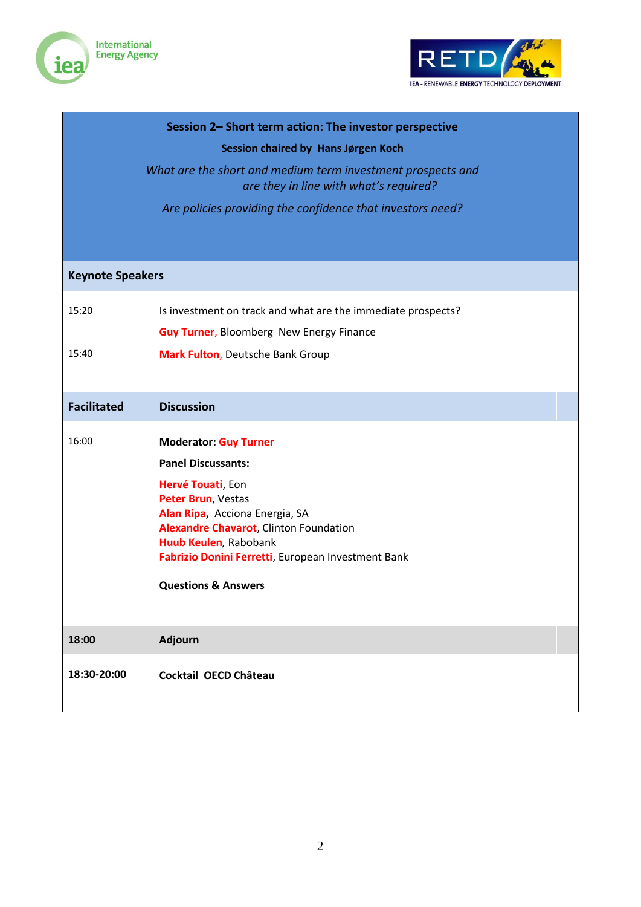International Energy Agency

RETD IEA - RENEWABLE ENERGY TECHNOLOGY DEPLOYMENT

## Session 2– Short term action: The investor perspective

**Session chaired by Hans Jørgen Koch**

*What are the short and medium term investment prospects and are they in line with what's required?*

*Are policies providing the confidence that investors need?*

### Keynote Speakers

| | |
|---|---|
| 15:20 | Is investment on track and what are the immediate prospects? |
| | **Guy Turner**, Bloomberg New Energy Finance |
| 15:40 | **Mark Fulton**, Deutsche Bank Group |

| **Facilitated** | **Discussion** |
|---|---|
| 16:00 | **Moderator: Guy Turner** |
| | **Panel Discussants:** |
| | **Hervé Touati**, Eon<br>**Peter Brun**, Vestas<br>**Alan Ripa**, Acciona Energia, SA<br>**Alexandre Chavarot**, Clinton Foundation<br>**Huub Keulen**, Rabobank<br>**Fabrizio Donini Ferretti**, European Investment Bank |
| | **Questions & Answers** |
| **18:00** | **Adjourn** |
| **18:30-20:00** | **Cocktail OECD Château** |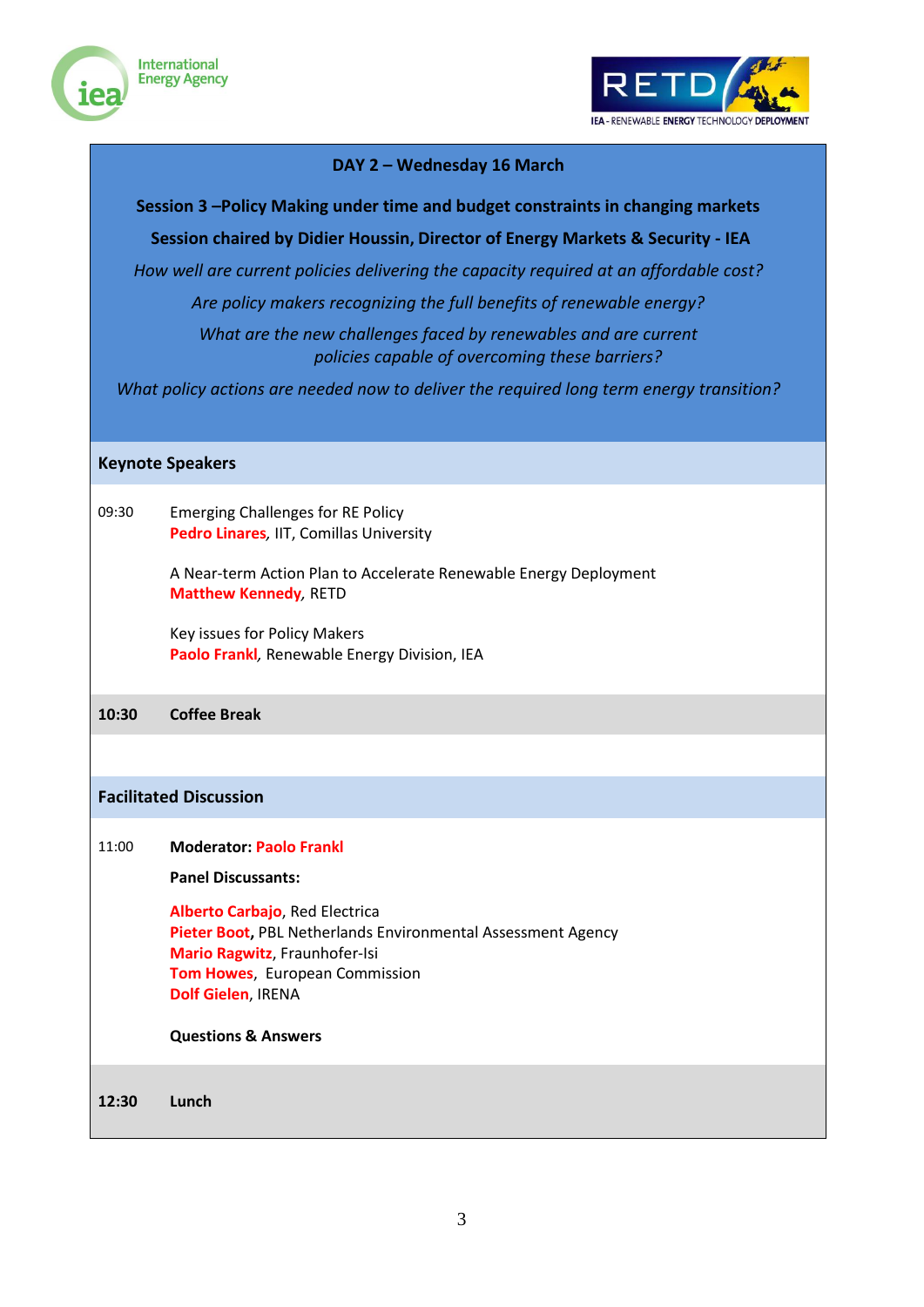## DAY 2 – Wednesday 16 March

**Session 3 –Policy Making under time and budget constraints in changing markets**

**Session chaired by Didier Houssin, Director of Energy Markets & Security - IEA**

*How well are current policies delivering the capacity required at an affordable cost?*

*Are policy makers recognizing the full benefits of renewable energy?*

*What are the new challenges faced by renewables and are current policies capable of overcoming these barriers?*

*What policy actions are needed now to deliver the required long term energy transition?*

### Keynote Speakers

09:30 Emerging Challenges for RE Policy
**Pedro Linares**, IIT, Comillas University

A Near-term Action Plan to Accelerate Renewable Energy Deployment
**Matthew Kennedy**, RETD

Key issues for Policy Makers
**Paolo Frankl**, Renewable Energy Division, IEA

**10:30 Coffee Break**

### Facilitated Discussion

11:00 **Moderator: Paolo Frankl**

**Panel Discussants:**

**Alberto Carbajo**, Red Electrica
**Pieter Boot**, PBL Netherlands Environmental Assessment Agency
**Mario Ragwitz**, Fraunhofer-Isi
**Tom Howes**, European Commission
**Dolf Gielen**, IRENA

**Questions & Answers**

**12:30 Lunch**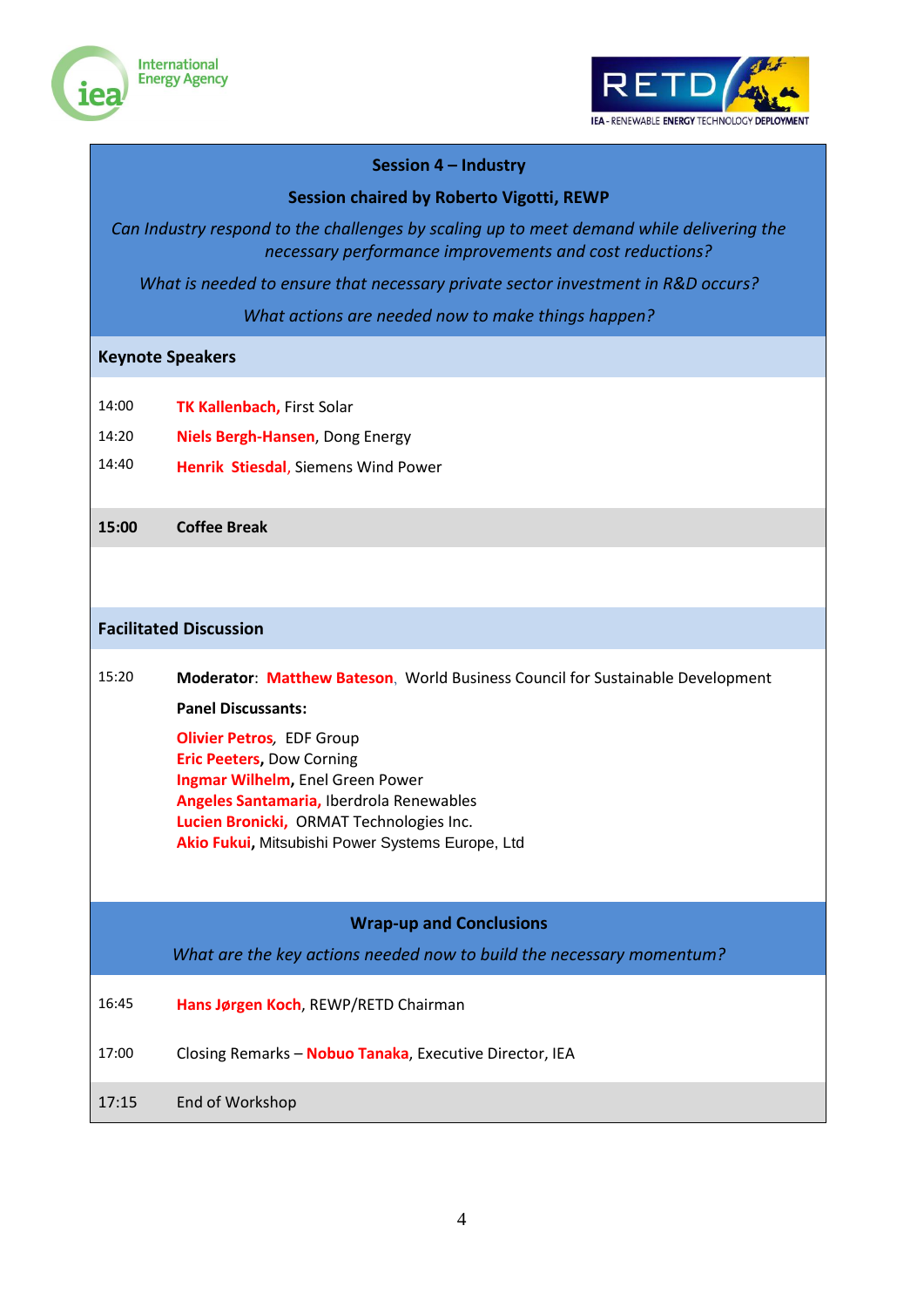## Session 4 – Industry

**Session chaired by Roberto Vigotti, REWP**

*Can Industry respond to the challenges by scaling up to meet demand while delivering the necessary performance improvements and cost reductions?*

*What is needed to ensure that necessary private sector investment in R&D occurs?*

*What actions are needed now to make things happen?*

### Keynote Speakers

| | |
|---|---|
| 14:00 | **TK Kallenbach,** First Solar |
| 14:20 | **Niels Bergh-Hansen**, Dong Energy |
| 14:40 | **Henrik Stiesdal**, Siemens Wind Power |
| **15:00** | **Coffee Break** |

### Facilitated Discussion

15:20 **Moderator**: **Matthew Bateson**, World Business Council for Sustainable Development

**Panel Discussants:**

**Olivier Petros**, EDF Group
**Eric Peeters**, Dow Corning
**Ingmar Wilhelm**, Enel Green Power
**Angeles Santamaria,** Iberdrola Renewables
**Lucien Bronicki,** ORMAT Technologies Inc.
**Akio Fukui**, Mitsubishi Power Systems Europe, Ltd

### Wrap-up and Conclusions

*What are the key actions needed now to build the necessary momentum?*

| | |
|---|---|
| 16:45 | **Hans Jørgen Koch**, REWP/RETD Chairman |
| 17:00 | Closing Remarks – **Nobuo Tanaka**, Executive Director, IEA |
| 17:15 | End of Workshop |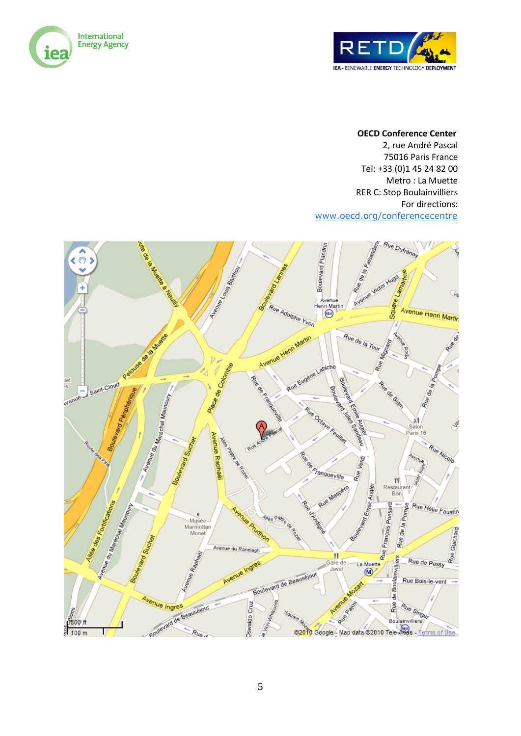**OECD Conference Center**
2, rue André Pascal
75016 Paris France
Tel: +33 (0)1 45 24 82 00
Metro : La Muette
RER C: Stop Boulainvilliers
For directions:
www.oecd.org/conferencecentre